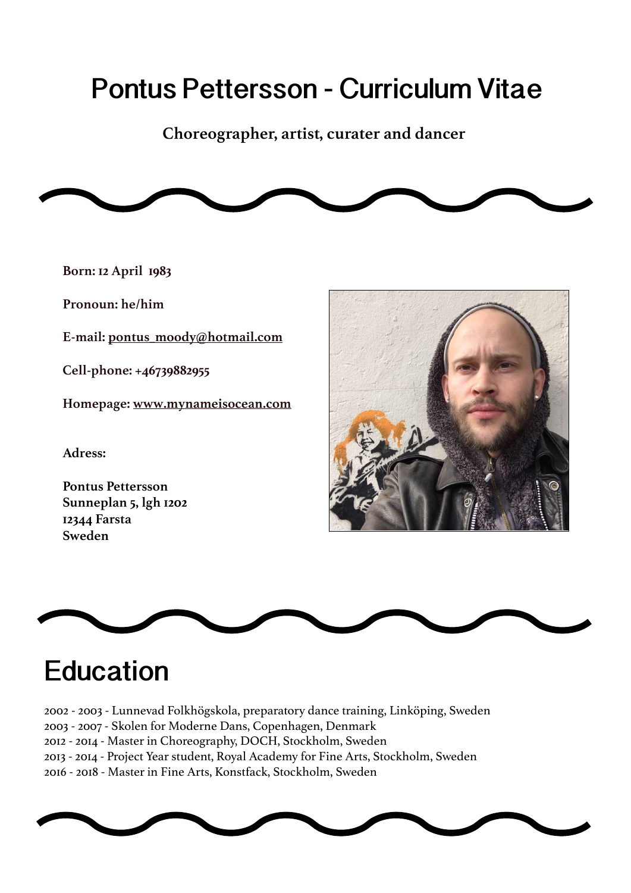# Pontus Pettersson - Curriculum Vitae

**Choreographer, artist, curater and dancer**

**Born: 12 April 1983**

**Pronoun: he/him**

**E-mail: pontus_moody@hotmail.com**

**Cell-phone: +46739882955**

**Homepage: www.mynameisocean.com**

**Adress:**

**Pontus Pettersson**
**Sunneplan 5, lgh 1202**
**12344 Farsta**
**Sweden**

## Education

2002 - 2003 - Lunnevad Folkhögskola, preparatory dance training, Linköping, Sweden
2003 - 2007 - Skolen for Moderne Dans, Copenhagen, Denmark
2012 - 2014 - Master in Choreography, DOCH, Stockholm, Sweden
2013 - 2014 - Project Year student, Royal Academy for Fine Arts, Stockholm, Sweden
2016 - 2018 - Master in Fine Arts, Konstfack, Stockholm, Sweden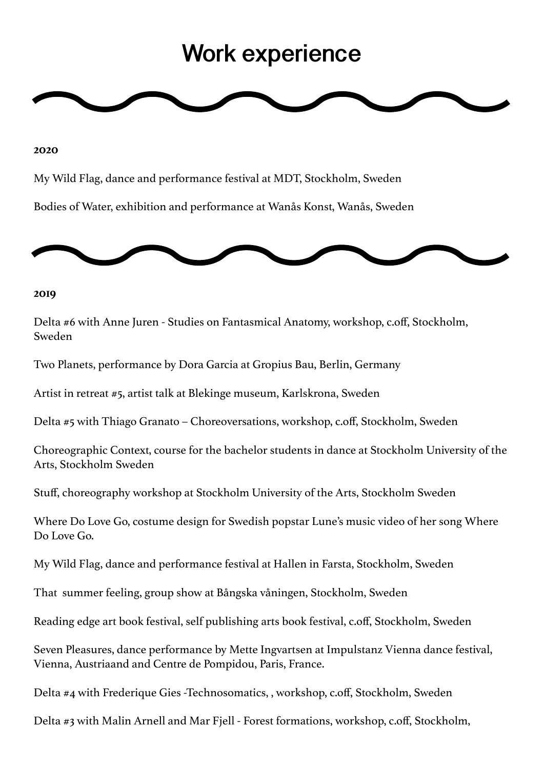# Work experience

**2020**

My Wild Flag, dance and performance festival at MDT, Stockholm, Sweden

Bodies of Water, exhibition and performance at Wanås Konst, Wanås, Sweden

**2019**

Delta #6 with Anne Juren - Studies on Fantasmical Anatomy, workshop, c.off, Stockholm, Sweden

Two Planets, performance by Dora Garcia at Gropius Bau, Berlin, Germany

Artist in retreat #5, artist talk at Blekinge museum, Karlskrona, Sweden

Delta #5 with Thiago Granato – Choreoversations, workshop, c.off, Stockholm, Sweden

Choreographic Context, course for the bachelor students in dance at Stockholm University of the Arts, Stockholm Sweden

Stuff, choreography workshop at Stockholm University of the Arts, Stockholm Sweden

Where Do Love Go, costume design for Swedish popstar Lune's music video of her song Where Do Love Go.

My Wild Flag, dance and performance festival at Hallen in Farsta, Stockholm, Sweden

That summer feeling, group show at Bångska våningen, Stockholm, Sweden

Reading edge art book festival, self publishing arts book festival, c.off, Stockholm, Sweden

Seven Pleasures, dance performance by Mette Ingvartsen at Impulstanz Vienna dance festival, Vienna, Austriaand and Centre de Pompidou, Paris, France.

Delta #4 with Frederique Gies -Technosomatics, , workshop, c.off, Stockholm, Sweden

Delta #3 with Malin Arnell and Mar Fjell - Forest formations, workshop, c.off, Stockholm,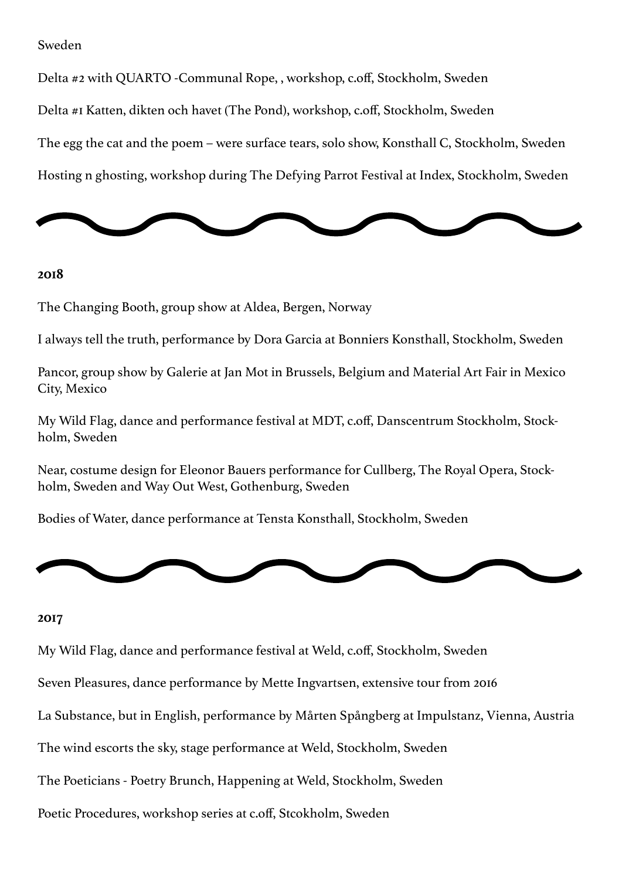Sweden

Delta #2 with QUARTO -Communal Rope, , workshop, c.off, Stockholm, Sweden

Delta #1 Katten, dikten och havet (The Pond), workshop, c.off, Stockholm, Sweden

The egg the cat and the poem – were surface tears, solo show, Konsthall C, Stockholm, Sweden

Hosting n ghosting, workshop during The Defying Parrot Festival at Index, Stockholm, Sweden

**2018**

The Changing Booth, group show at Aldea, Bergen, Norway

I always tell the truth, performance by Dora Garcia at Bonniers Konsthall, Stockholm, Sweden

Pancor, group show by Galerie at Jan Mot in Brussels, Belgium and Material Art Fair in Mexico City, Mexico

My Wild Flag, dance and performance festival at MDT, c.off, Danscentrum Stockholm, Stockholm, Sweden

Near, costume design for Eleonor Bauers performance for Cullberg, The Royal Opera, Stockholm, Sweden and Way Out West, Gothenburg, Sweden

Bodies of Water, dance performance at Tensta Konsthall, Stockholm, Sweden

**2017**

My Wild Flag, dance and performance festival at Weld, c.off, Stockholm, Sweden

Seven Pleasures, dance performance by Mette Ingvartsen, extensive tour from 2016

La Substance, but in English, performance by Mårten Spångberg at Impulstanz, Vienna, Austria

The wind escorts the sky, stage performance at Weld, Stockholm, Sweden

The Poeticians - Poetry Brunch, Happening at Weld, Stockholm, Sweden

Poetic Procedures, workshop series at c.off, Stcokholm, Sweden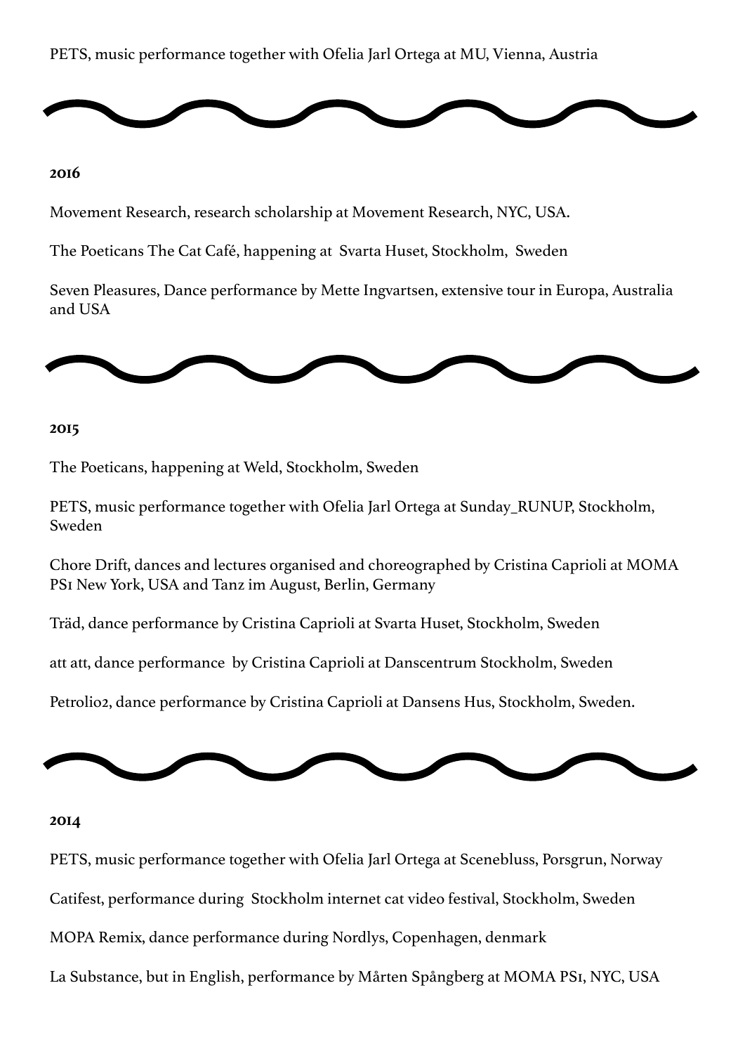PETS, music performance together with Ofelia Jarl Ortega at MU, Vienna, Austria

---

**2016**

Movement Research, research scholarship at Movement Research, NYC, USA.

The Poeticans The Cat Café, happening at Svarta Huset, Stockholm, Sweden

Seven Pleasures, Dance performance by Mette Ingvartsen, extensive tour in Europa, Australia and USA

---

**2015**

The Poeticans, happening at Weld, Stockholm, Sweden

PETS, music performance together with Ofelia Jarl Ortega at Sunday_RUNUP, Stockholm, Sweden

Chore Drift, dances and lectures organised and choreographed by Cristina Caprioli at MOMA PS1 New York, USA and Tanz im August, Berlin, Germany

Träd, dance performance by Cristina Caprioli at Svarta Huset, Stockholm, Sweden

att att, dance performance by Cristina Caprioli at Danscentrum Stockholm, Sweden

Petrolio2, dance performance by Cristina Caprioli at Dansens Hus, Stockholm, Sweden.

---

**2014**

PETS, music performance together with Ofelia Jarl Ortega at Scenebluss, Porsgrun, Norway

Catifest, performance during Stockholm internet cat video festival, Stockholm, Sweden

MOPA Remix, dance performance during Nordlys, Copenhagen, denmark

La Substance, but in English, performance by Mårten Spångberg at MOMA PS1, NYC, USA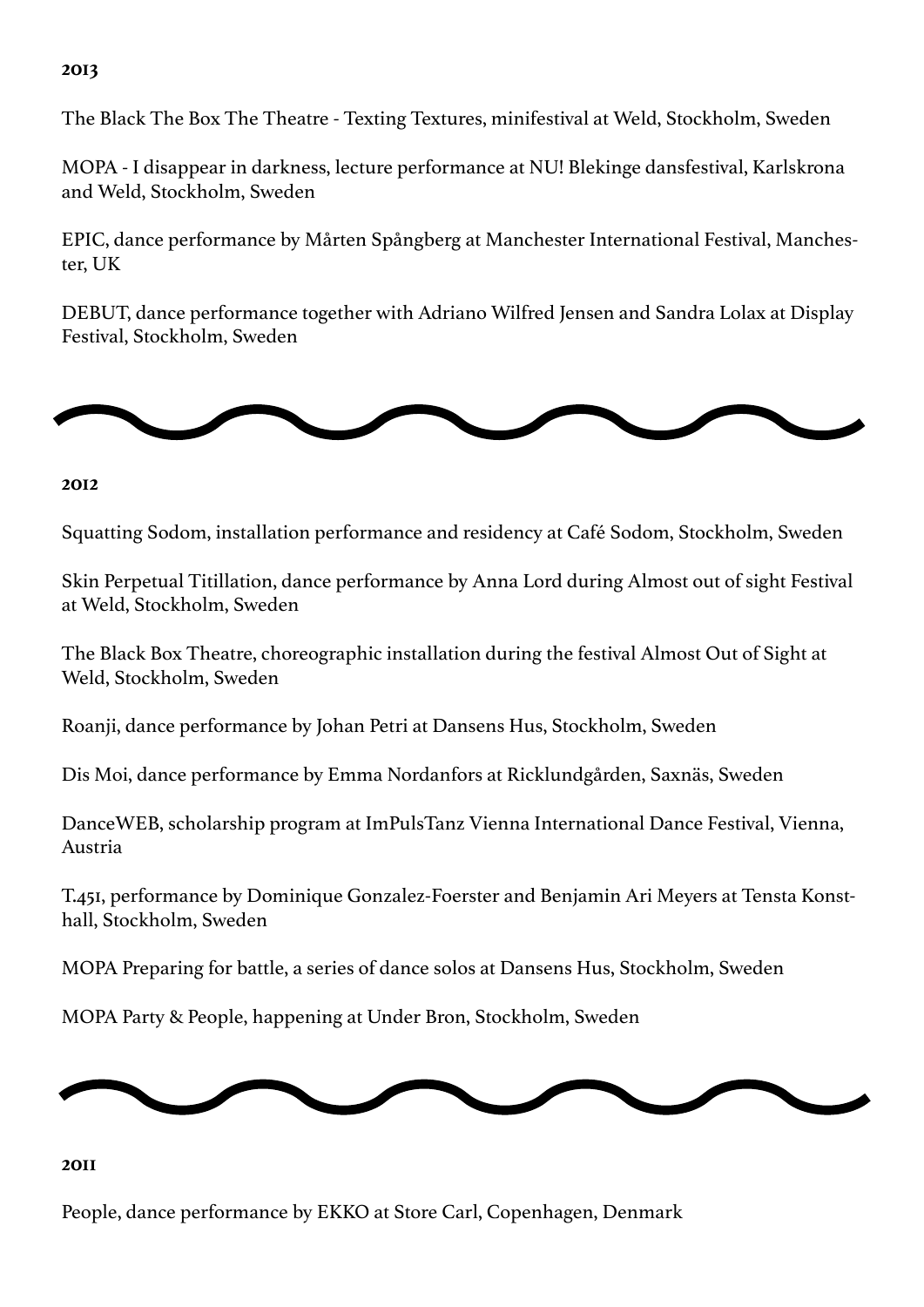**2013**

The Black The Box The Theatre - Texting Textures, minifestival at Weld, Stockholm, Sweden

MOPA - I disappear in darkness, lecture performance at NU! Blekinge dansfestival, Karlskrona and Weld, Stockholm, Sweden

EPIC, dance performance by Mårten Spångberg at Manchester International Festival, Manchester, UK

DEBUT, dance performance together with Adriano Wilfred Jensen and Sandra Lolax at Display Festival, Stockholm, Sweden

---

**2012**

Squatting Sodom, installation performance and residency at Café Sodom, Stockholm, Sweden

Skin Perpetual Titillation, dance performance by Anna Lord during Almost out of sight Festival at Weld, Stockholm, Sweden

The Black Box Theatre, choreographic installation during the festival Almost Out of Sight at Weld, Stockholm, Sweden

Roanji, dance performance by Johan Petri at Dansens Hus, Stockholm, Sweden

Dis Moi, dance performance by Emma Nordanfors at Ricklundgården, Saxnäs, Sweden

DanceWEB, scholarship program at ImPulsTanz Vienna International Dance Festival, Vienna, Austria

T.451, performance by Dominique Gonzalez-Foerster and Benjamin Ari Meyers at Tensta Konsthall, Stockholm, Sweden

MOPA Preparing for battle, a series of dance solos at Dansens Hus, Stockholm, Sweden

MOPA Party & People, happening at Under Bron, Stockholm, Sweden

---

**2011**

People, dance performance by EKKO at Store Carl, Copenhagen, Denmark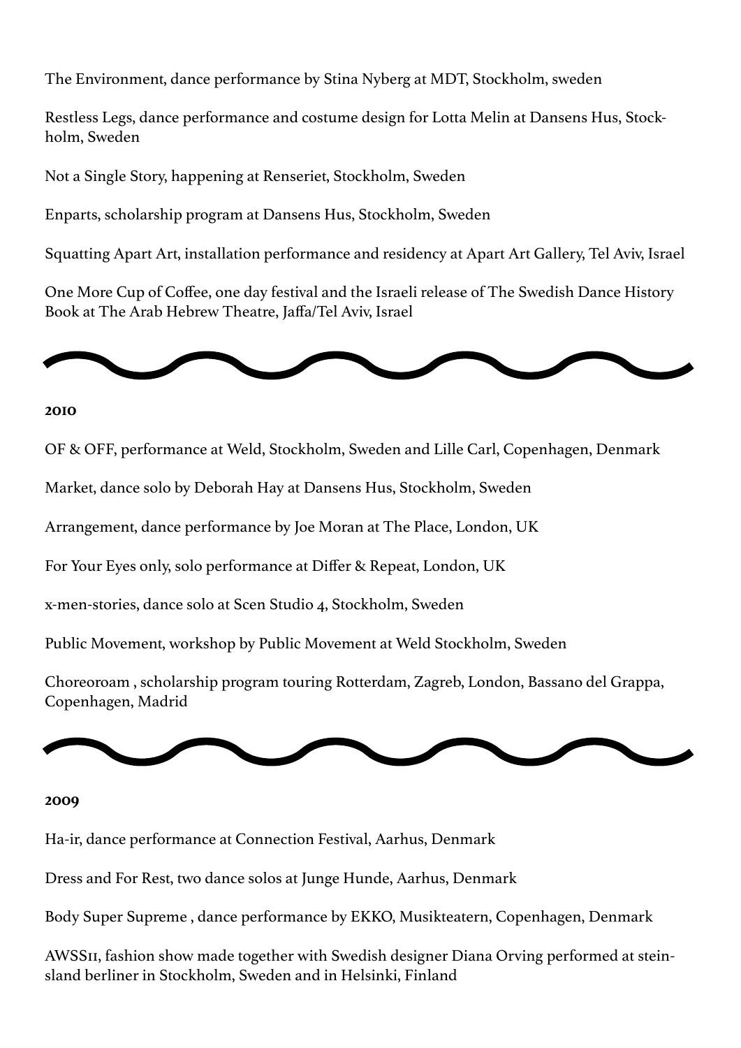The Environment, dance performance by Stina Nyberg at MDT, Stockholm, sweden

Restless Legs, dance performance and costume design for Lotta Melin at Dansens Hus, Stockholm, Sweden

Not a Single Story, happening at Renseriet, Stockholm, Sweden

Enparts, scholarship program at Dansens Hus, Stockholm, Sweden

Squatting Apart Art, installation performance and residency at Apart Art Gallery, Tel Aviv, Israel

One More Cup of Coffee, one day festival and the Israeli release of The Swedish Dance History Book at The Arab Hebrew Theatre, Jaffa/Tel Aviv, Israel

**2010**

OF & OFF, performance at Weld, Stockholm, Sweden and Lille Carl, Copenhagen, Denmark

Market, dance solo by Deborah Hay at Dansens Hus, Stockholm, Sweden

Arrangement, dance performance by Joe Moran at The Place, London, UK

For Your Eyes only, solo performance at Differ & Repeat, London, UK

x-men-stories, dance solo at Scen Studio 4, Stockholm, Sweden

Public Movement, workshop by Public Movement at Weld Stockholm, Sweden

Choreoroam , scholarship program touring Rotterdam, Zagreb, London, Bassano del Grappa, Copenhagen, Madrid

**2009**

Ha-ir, dance performance at Connection Festival, Aarhus, Denmark

Dress and For Rest, two dance solos at Junge Hunde, Aarhus, Denmark

Body Super Supreme , dance performance by EKKO, Musikteatern, Copenhagen, Denmark

AWSS11, fashion show made together with Swedish designer Diana Orving performed at steinsland berliner in Stockholm, Sweden and in Helsinki, Finland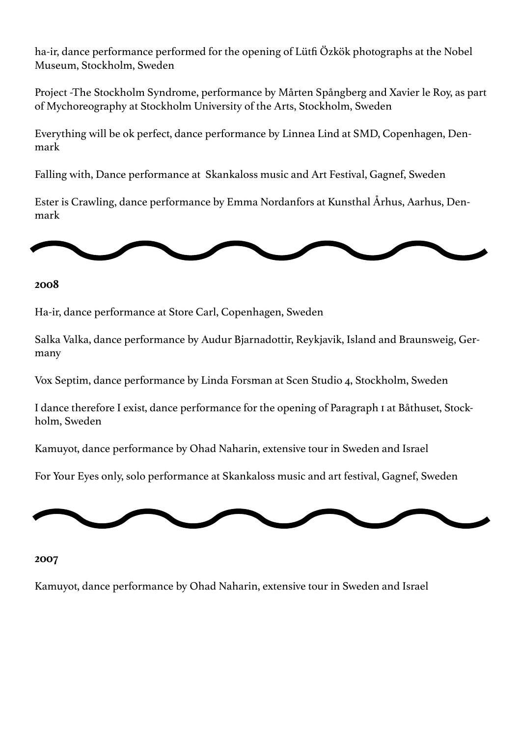ha-ir, dance performance performed for the opening of Lütfi Özkök photographs at the Nobel Museum, Stockholm, Sweden

Project -The Stockholm Syndrome, performance by Mårten Spångberg and Xavier le Roy, as part of Mychoreography at Stockholm University of the Arts, Stockholm, Sweden

Everything will be ok perfect, dance performance by Linnea Lind at SMD, Copenhagen, Denmark

Falling with, Dance performance at  Skankaloss music and Art Festival, Gagnef, Sweden

Ester is Crawling, dance performance by Emma Nordanfors at Kunsthal Århus, Aarhus, Denmark

**2008**

Ha-ir, dance performance at Store Carl, Copenhagen, Sweden

Salka Valka, dance performance by Audur Bjarnadottir, Reykjavik, Island and Braunsweig, Germany

Vox Septim, dance performance by Linda Forsman at Scen Studio 4, Stockholm, Sweden

I dance therefore I exist, dance performance for the opening of Paragraph 1 at Båthuset, Stockholm, Sweden

Kamuyot, dance performance by Ohad Naharin, extensive tour in Sweden and Israel

For Your Eyes only, solo performance at Skankaloss music and art festival, Gagnef, Sweden

**2007**

Kamuyot, dance performance by Ohad Naharin, extensive tour in Sweden and Israel